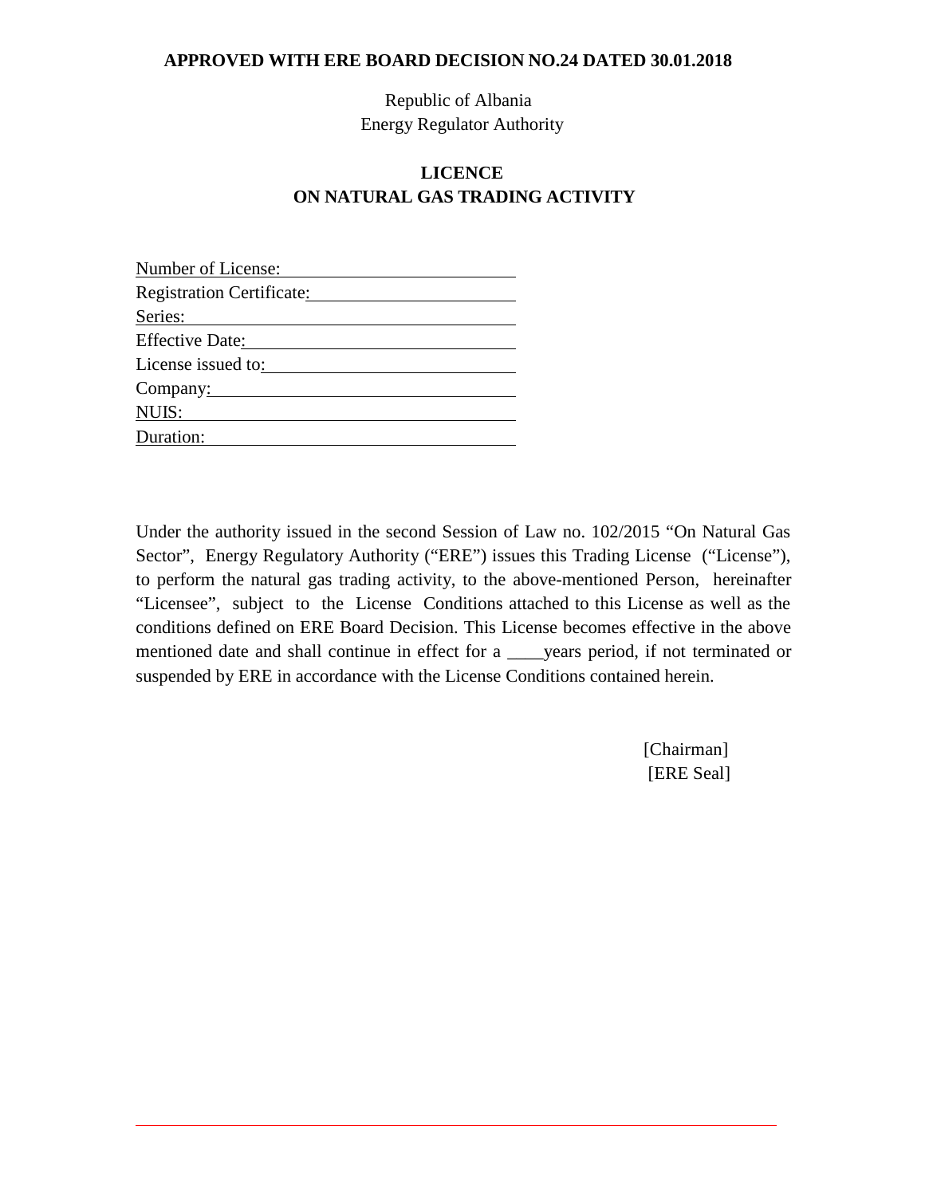**APPROVED WITH ERE BOARD DECISION NO.24 DATED 30.01.2018**

Republic of Albania
Energy Regulator Authority

# LICENCE
# ON NATURAL GAS TRADING ACTIVITY

Number of License: \_\_\_\_\_\_\_\_\_\_\_\_\_\_\_\_\_\_\_\_
Registration Certificate: \_\_\_\_\_\_\_\_\_\_\_\_\_\_\_\_\_\_\_\_
Series: \_\_\_\_\_\_\_\_\_\_\_\_\_\_\_\_\_\_\_\_
Effective Date: \_\_\_\_\_\_\_\_\_\_\_\_\_\_\_\_\_\_\_\_
License issued to: \_\_\_\_\_\_\_\_\_\_\_\_\_\_\_\_\_\_\_\_
Company: \_\_\_\_\_\_\_\_\_\_\_\_\_\_\_\_\_\_\_\_
NUIS: \_\_\_\_\_\_\_\_\_\_\_\_\_\_\_\_\_\_\_\_
Duration: \_\_\_\_\_\_\_\_\_\_\_\_\_\_\_\_\_\_\_\_

Under the authority issued in the second Session of Law no. 102/2015 "On Natural Gas Sector", Energy Regulatory Authority ("ERE") issues this Trading License ("License"), to perform the natural gas trading activity, to the above-mentioned Person, hereinafter "Licensee", subject to the License Conditions attached to this License as well as the conditions defined on ERE Board Decision. This License becomes effective in the above mentioned date and shall continue in effect for a \_\_\_\_years period, if not terminated or suspended by ERE in accordance with the License Conditions contained herein.

[Chairman]
[ERE Seal]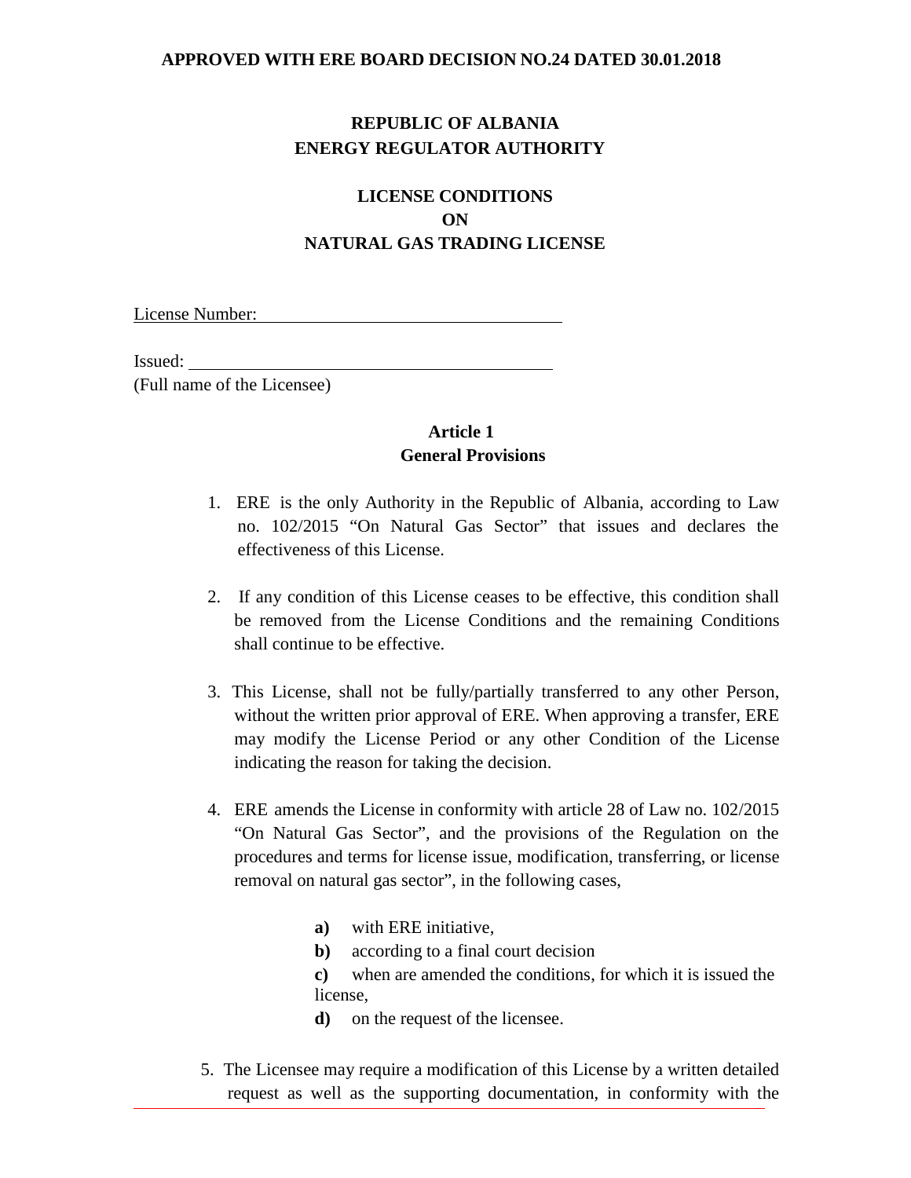**APPROVED WITH ERE BOARD DECISION NO.24 DATED 30.01.2018**

**REPUBLIC OF ALBANIA**
**ENERGY REGULATOR AUTHORITY**

**LICENSE CONDITIONS**
**ON**
**NATURAL GAS TRADING LICENSE**

License Number: ___________________________________

Issued: __________________________________________
(Full name of the Licensee)

**Article 1**
**General Provisions**

1. ERE is the only Authority in the Republic of Albania, according to Law no. 102/2015 "On Natural Gas Sector" that issues and declares the effectiveness of this License.

2. If any condition of this License ceases to be effective, this condition shall be removed from the License Conditions and the remaining Conditions shall continue to be effective.

3. This License, shall not be fully/partially transferred to any other Person, without the written prior approval of ERE. When approving a transfer, ERE may modify the License Period or any other Condition of the License indicating the reason for taking the decision.

4. ERE amends the License in conformity with article 28 of Law no. 102/2015 "On Natural Gas Sector", and the provisions of the Regulation on the procedures and terms for license issue, modification, transferring, or license removal on natural gas sector", in the following cases,

   **a)** with ERE initiative,
   **b)** according to a final court decision
   **c)** when are amended the conditions, for which it is issued the license,
   **d)** on the request of the licensee.

5. The Licensee may require a modification of this License by a written detailed request as well as the supporting documentation, in conformity with the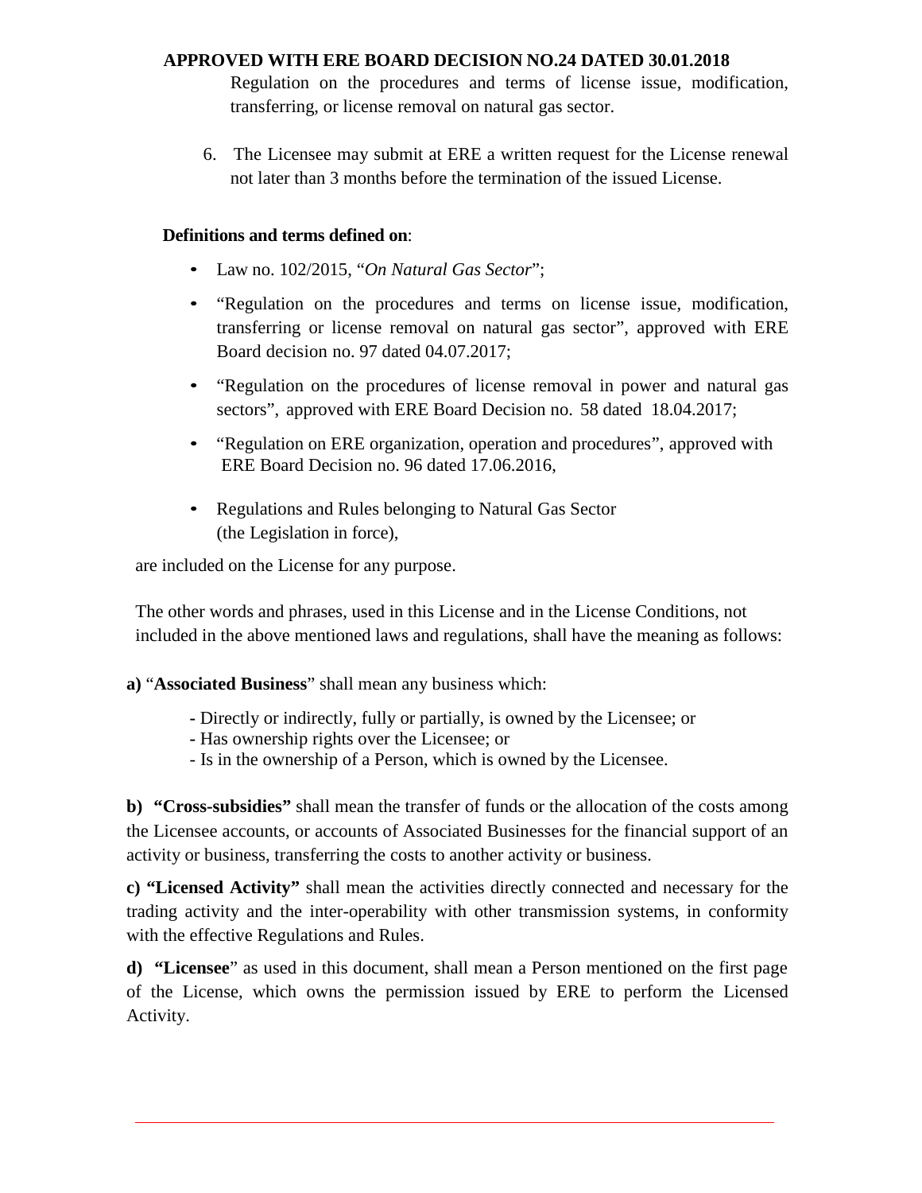Regulation on the procedures and terms of license issue, modification, transferring, or license removal on natural gas sector.

6. The Licensee may submit at ERE a written request for the License renewal not later than 3 months before the termination of the issued License.

**Definitions and terms defined on**:

- Law no. 102/2015, "*On Natural Gas Sector*";
- "Regulation on the procedures and terms on license issue, modification, transferring or license removal on natural gas sector", approved with ERE Board decision no. 97 dated 04.07.2017;
- "Regulation on the procedures of license removal in power and natural gas sectors", approved with ERE Board Decision no. 58 dated 18.04.2017;
- "Regulation on ERE organization, operation and procedures", approved with ERE Board Decision no. 96 dated 17.06.2016,
- Regulations and Rules belonging to Natural Gas Sector (the Legislation in force),

are included on the License for any purpose.

The other words and phrases, used in this License and in the License Conditions, not included in the above mentioned laws and regulations, shall have the meaning as follows:

**a)** "**Associated Business**" shall mean any business which:

- Directly or indirectly, fully or partially, is owned by the Licensee; or
- Has ownership rights over the Licensee; or
- Is in the ownership of a Person, which is owned by the Licensee.

**b) "Cross-subsidies"** shall mean the transfer of funds or the allocation of the costs among the Licensee accounts, or accounts of Associated Businesses for the financial support of an activity or business, transferring the costs to another activity or business.

**c) "Licensed Activity"** shall mean the activities directly connected and necessary for the trading activity and the inter-operability with other transmission systems, in conformity with the effective Regulations and Rules.

**d) "Licensee"** as used in this document, shall mean a Person mentioned on the first page of the License, which owns the permission issued by ERE to perform the Licensed Activity.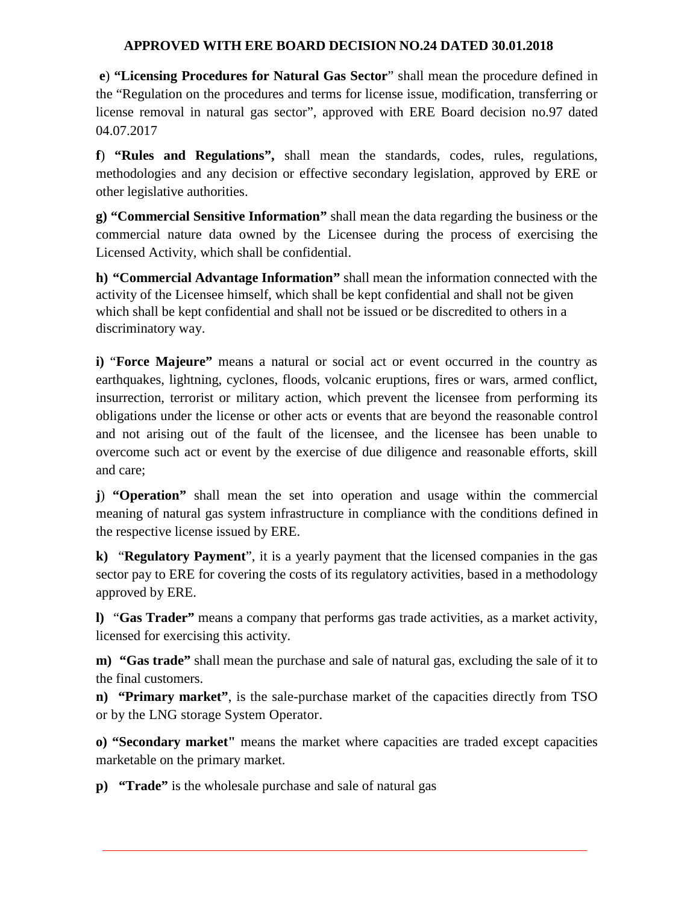**e**) **"Licensing Procedures for Natural Gas Sector**" shall mean the procedure defined in the "Regulation on the procedures and terms for license issue, modification, transferring or license removal in natural gas sector", approved with ERE Board decision no.97 dated 04.07.2017

**f**) **"Rules and Regulations",** shall mean the standards, codes, rules, regulations, methodologies and any decision or effective secondary legislation, approved by ERE or other legislative authorities.

**g) "Commercial Sensitive Information"** shall mean the data regarding the business or the commercial nature data owned by the Licensee during the process of exercising the Licensed Activity, which shall be confidential.

**h) "Commercial Advantage Information"** shall mean the information connected with the activity of the Licensee himself, which shall be kept confidential and shall not be given which shall be kept confidential and shall not be issued or be discredited to others in a discriminatory way.

**i)** "**Force Majeure"** means a natural or social act or event occurred in the country as earthquakes, lightning, cyclones, floods, volcanic eruptions, fires or wars, armed conflict, insurrection, terrorist or military action, which prevent the licensee from performing its obligations under the license or other acts or events that are beyond the reasonable control and not arising out of the fault of the licensee, and the licensee has been unable to overcome such act or event by the exercise of due diligence and reasonable efforts, skill and care;

**j**) **"Operation"** shall mean the set into operation and usage within the commercial meaning of natural gas system infrastructure in compliance with the conditions defined in the respective license issued by ERE.

**k)** "**Regulatory Payment**", it is a yearly payment that the licensed companies in the gas sector pay to ERE for covering the costs of its regulatory activities, based in a methodology approved by ERE.

**l)** "**Gas Trader"** means a company that performs gas trade activities, as a market activity, licensed for exercising this activity.

**m) "Gas trade"** shall mean the purchase and sale of natural gas, excluding the sale of it to the final customers.

**n) "Primary market"**, is the sale-purchase market of the capacities directly from TSO or by the LNG storage System Operator.

**o) "Secondary market"** means the market where capacities are traded except capacities marketable on the primary market.

**p) "Trade"** is the wholesale purchase and sale of natural gas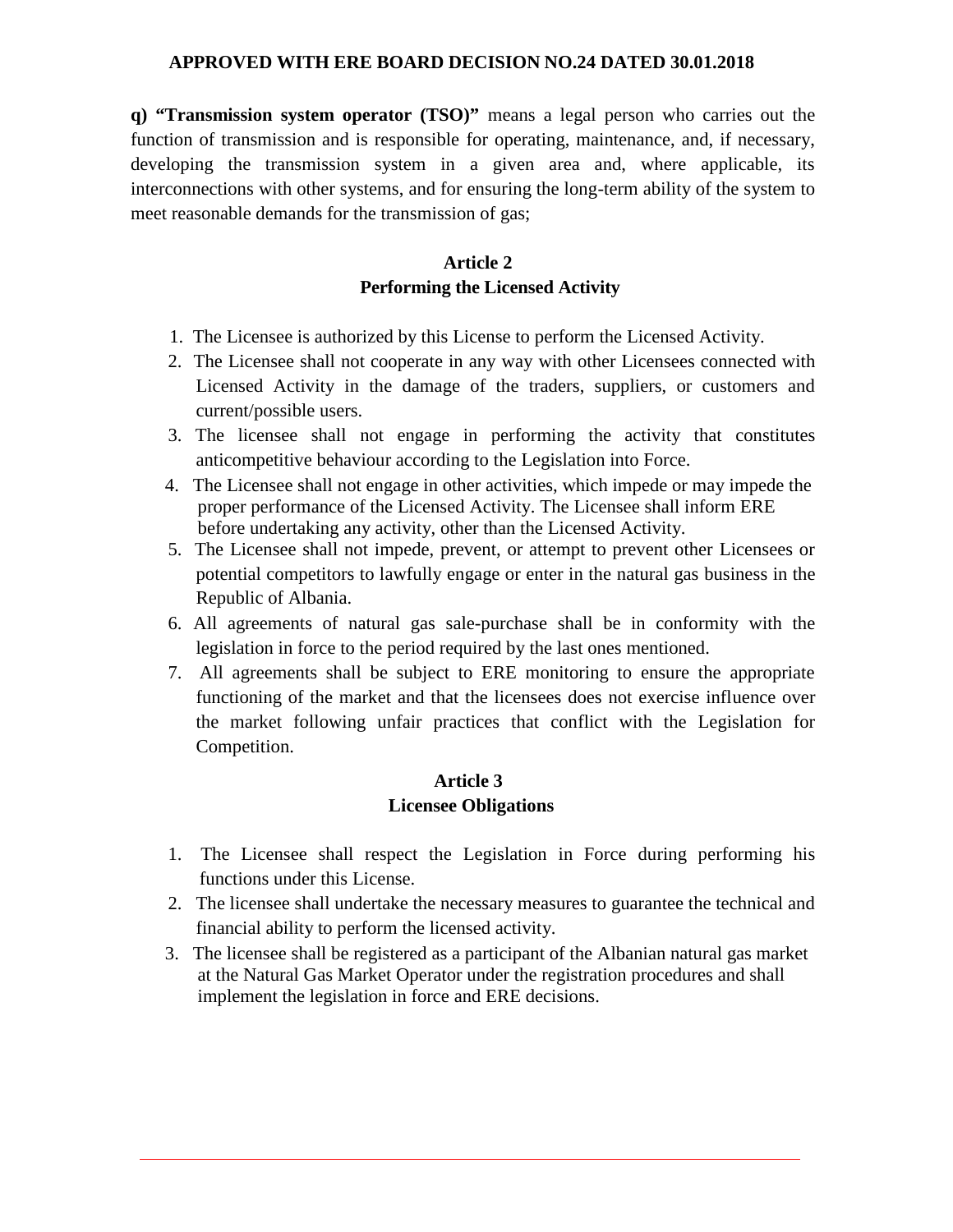**q) "Transmission system operator (TSO)"** means a legal person who carries out the function of transmission and is responsible for operating, maintenance, and, if necessary, developing the transmission system in a given area and, where applicable, its interconnections with other systems, and for ensuring the long-term ability of the system to meet reasonable demands for the transmission of gas;

## Article 2
## Performing the Licensed Activity

1. The Licensee is authorized by this License to perform the Licensed Activity.
2. The Licensee shall not cooperate in any way with other Licensees connected with Licensed Activity in the damage of the traders, suppliers, or customers and current/possible users.
3. The licensee shall not engage in performing the activity that constitutes anticompetitive behaviour according to the Legislation into Force.
4. The Licensee shall not engage in other activities, which impede or may impede the proper performance of the Licensed Activity. The Licensee shall inform ERE before undertaking any activity, other than the Licensed Activity.
5. The Licensee shall not impede, prevent, or attempt to prevent other Licensees or potential competitors to lawfully engage or enter in the natural gas business in the Republic of Albania.
6. All agreements of natural gas sale-purchase shall be in conformity with the legislation in force to the period required by the last ones mentioned.
7. All agreements shall be subject to ERE monitoring to ensure the appropriate functioning of the market and that the licensees does not exercise influence over the market following unfair practices that conflict with the Legislation for Competition.

## Article 3
## Licensee Obligations

1. The Licensee shall respect the Legislation in Force during performing his functions under this License.
2. The licensee shall undertake the necessary measures to guarantee the technical and financial ability to perform the licensed activity.
3. The licensee shall be registered as a participant of the Albanian natural gas market at the Natural Gas Market Operator under the registration procedures and shall implement the legislation in force and ERE decisions.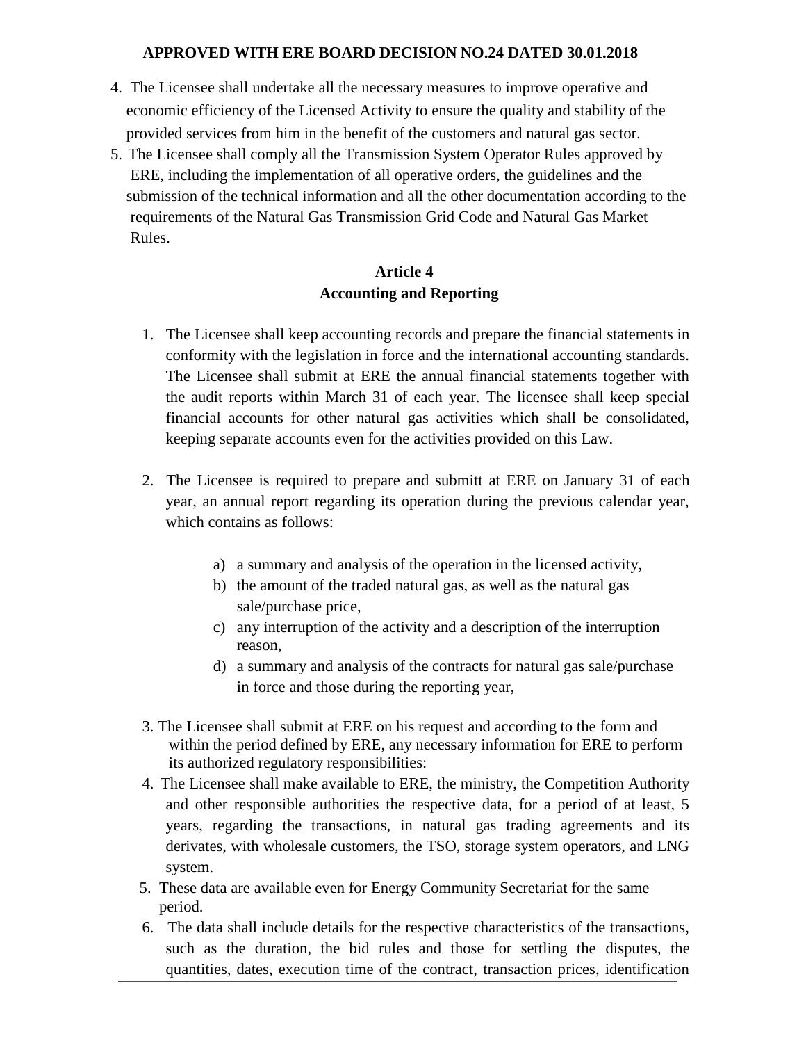4. The Licensee shall undertake all the necessary measures to improve operative and economic efficiency of the Licensed Activity to ensure the quality and stability of the provided services from him in the benefit of the customers and natural gas sector.
5. The Licensee shall comply all the Transmission System Operator Rules approved by ERE, including the implementation of all operative orders, the guidelines and the submission of the technical information and all the other documentation according to the requirements of the Natural Gas Transmission Grid Code and Natural Gas Market Rules.

## Article 4
## Accounting and Reporting

1. The Licensee shall keep accounting records and prepare the financial statements in conformity with the legislation in force and the international accounting standards. The Licensee shall submit at ERE the annual financial statements together with the audit reports within March 31 of each year. The licensee shall keep special financial accounts for other natural gas activities which shall be consolidated, keeping separate accounts even for the activities provided on this Law.

2. The Licensee is required to prepare and submitt at ERE on January 31 of each year, an annual report regarding its operation during the previous calendar year, which contains as follows:

   a) a summary and analysis of the operation in the licensed activity,
   b) the amount of the traded natural gas, as well as the natural gas sale/purchase price,
   c) any interruption of the activity and a description of the interruption reason,
   d) a summary and analysis of the contracts for natural gas sale/purchase in force and those during the reporting year,

3. The Licensee shall submit at ERE on his request and according to the form and within the period defined by ERE, any necessary information for ERE to perform its authorized regulatory responsibilities:
4. The Licensee shall make available to ERE, the ministry, the Competition Authority and other responsible authorities the respective data, for a period of at least, 5 years, regarding the transactions, in natural gas trading agreements and its derivates, with wholesale customers, the TSO, storage system operators, and LNG system.
5. These data are available even for Energy Community Secretariat for the same period.
6. The data shall include details for the respective characteristics of the transactions, such as the duration, the bid rules and those for settling the disputes, the quantities, dates, execution time of the contract, transaction prices, identification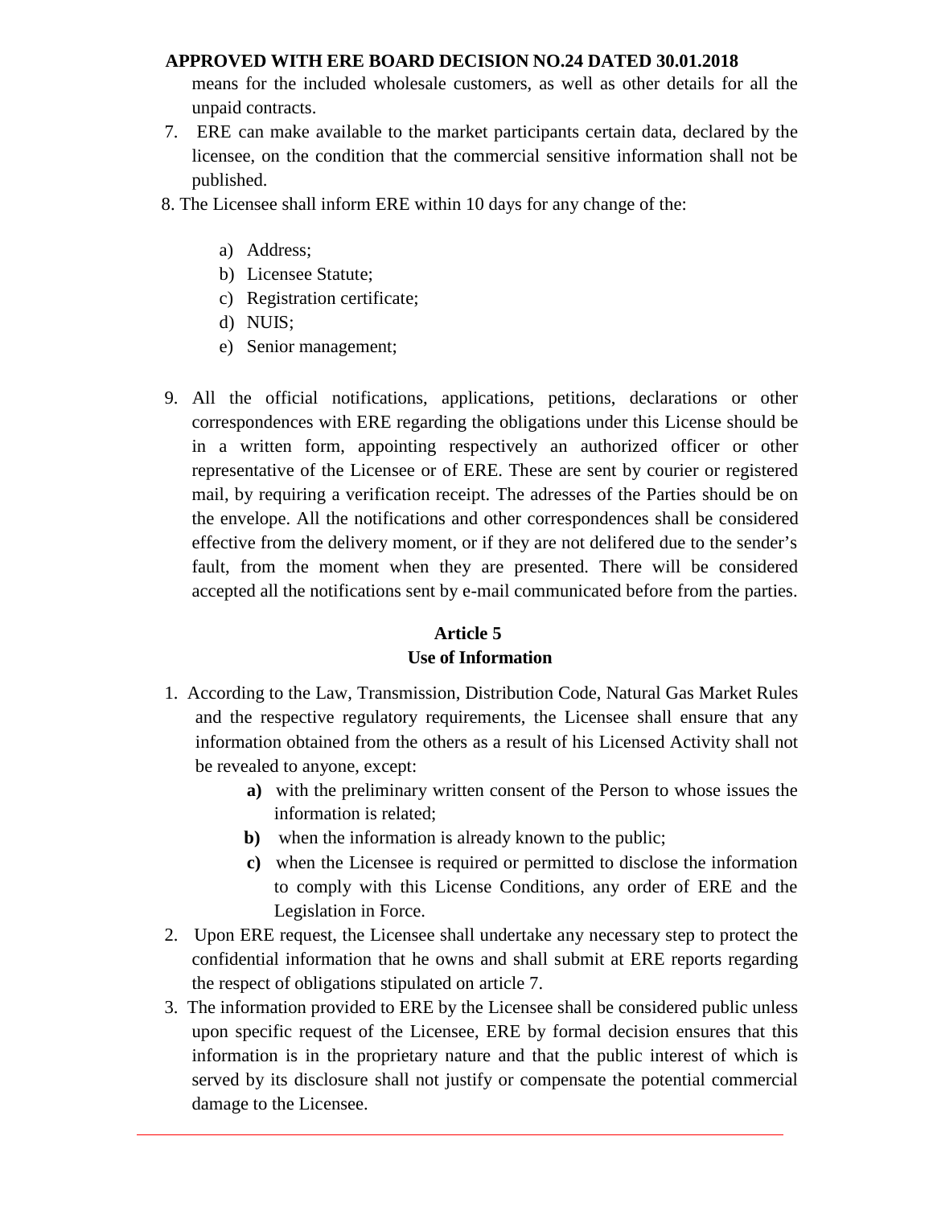means for the included wholesale customers, as well as other details for all the unpaid contracts.

7. ERE can make available to the market participants certain data, declared by the licensee, on the condition that the commercial sensitive information shall not be published.
8. The Licensee shall inform ERE within 10 days for any change of the:

    a) Address;
    b) Licensee Statute;
    c) Registration certificate;
    d) NUIS;
    e) Senior management;

9. All the official notifications, applications, petitions, declarations or other correspondences with ERE regarding the obligations under this License should be in a written form, appointing respectively an authorized officer or other representative of the Licensee or of ERE. These are sent by courier or registered mail, by requiring a verification receipt. The adresses of the Parties should be on the envelope. All the notifications and other correspondences shall be considered effective from the delivery moment, or if they are not delifered due to the sender's fault, from the moment when they are presented. There will be considered accepted all the notifications sent by e-mail communicated before from the parties.

## Article 5
## Use of Information

1. According to the Law, Transmission, Distribution Code, Natural Gas Market Rules and the respective regulatory requirements, the Licensee shall ensure that any information obtained from the others as a result of his Licensed Activity shall not be revealed to anyone, except:
    **a)** with the preliminary written consent of the Person to whose issues the information is related;
    **b)** when the information is already known to the public;
    **c)** when the Licensee is required or permitted to disclose the information to comply with this License Conditions, any order of ERE and the Legislation in Force.
2. Upon ERE request, the Licensee shall undertake any necessary step to protect the confidential information that he owns and shall submit at ERE reports regarding the respect of obligations stipulated on article 7.
3. The information provided to ERE by the Licensee shall be considered public unless upon specific request of the Licensee, ERE by formal decision ensures that this information is in the proprietary nature and that the public interest of which is served by its disclosure shall not justify or compensate the potential commercial damage to the Licensee.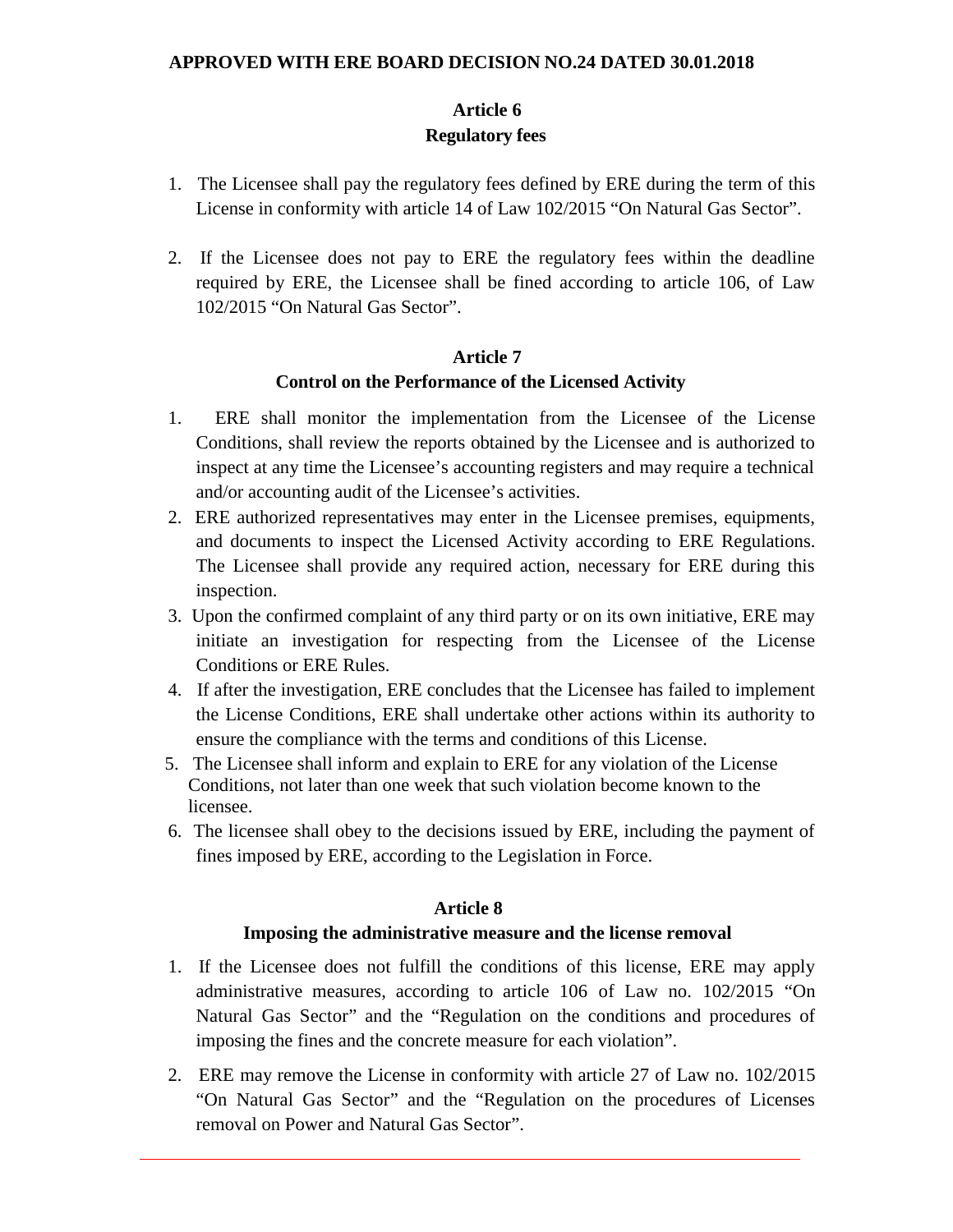**APPROVED WITH ERE BOARD DECISION NO.24 DATED 30.01.2018**

## Article 6
## Regulatory fees

1. The Licensee shall pay the regulatory fees defined by ERE during the term of this License in conformity with article 14 of Law 102/2015 "On Natural Gas Sector".

2. If the Licensee does not pay to ERE the regulatory fees within the deadline required by ERE, the Licensee shall be fined according to article 106, of Law 102/2015 "On Natural Gas Sector".

## Article 7
## Control on the Performance of the Licensed Activity

1. ERE shall monitor the implementation from the Licensee of the License Conditions, shall review the reports obtained by the Licensee and is authorized to inspect at any time the Licensee's accounting registers and may require a technical and/or accounting audit of the Licensee's activities.
2. ERE authorized representatives may enter in the Licensee premises, equipments, and documents to inspect the Licensed Activity according to ERE Regulations. The Licensee shall provide any required action, necessary for ERE during this inspection.
3. Upon the confirmed complaint of any third party or on its own initiative, ERE may initiate an investigation for respecting from the Licensee of the License Conditions or ERE Rules.
4. If after the investigation, ERE concludes that the Licensee has failed to implement the License Conditions, ERE shall undertake other actions within its authority to ensure the compliance with the terms and conditions of this License.
5. The Licensee shall inform and explain to ERE for any violation of the License Conditions, not later than one week that such violation become known to the licensee.
6. The licensee shall obey to the decisions issued by ERE, including the payment of fines imposed by ERE, according to the Legislation in Force.

## Article 8
## Imposing the administrative measure and the license removal

1. If the Licensee does not fulfill the conditions of this license, ERE may apply administrative measures, according to article 106 of Law no. 102/2015 "On Natural Gas Sector" and the "Regulation on the conditions and procedures of imposing the fines and the concrete measure for each violation".

2. ERE may remove the License in conformity with article 27 of Law no. 102/2015 "On Natural Gas Sector" and the "Regulation on the procedures of Licenses removal on Power and Natural Gas Sector".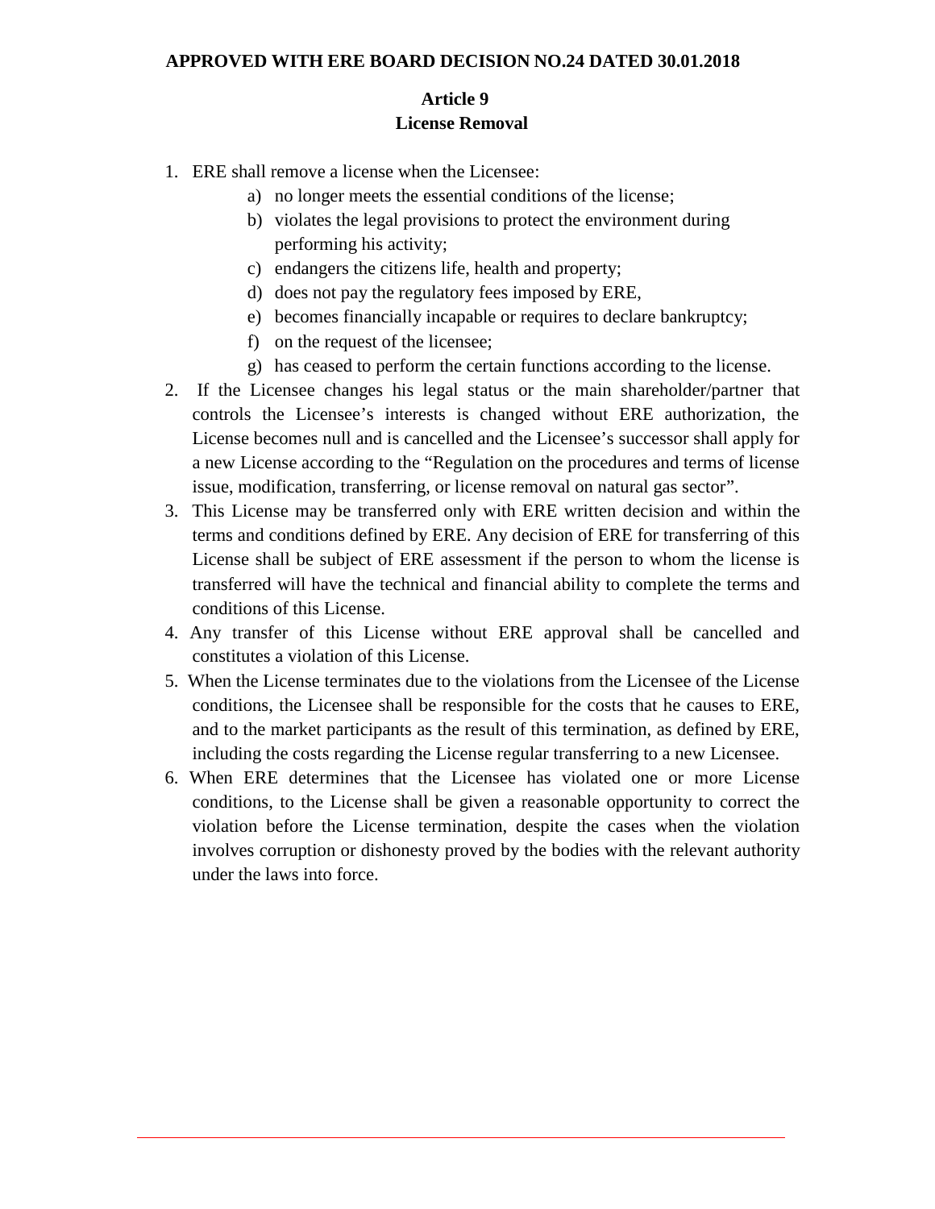**APPROVED WITH ERE BOARD DECISION NO.24 DATED 30.01.2018**

## Article 9
## License Removal

1. ERE shall remove a license when the Licensee:
   a) no longer meets the essential conditions of the license;
   b) violates the legal provisions to protect the environment during performing his activity;
   c) endangers the citizens life, health and property;
   d) does not pay the regulatory fees imposed by ERE,
   e) becomes financially incapable or requires to declare bankruptcy;
   f) on the request of the licensee;
   g) has ceased to perform the certain functions according to the license.
2. If the Licensee changes his legal status or the main shareholder/partner that controls the Licensee's interests is changed without ERE authorization, the License becomes null and is cancelled and the Licensee's successor shall apply for a new License according to the "Regulation on the procedures and terms of license issue, modification, transferring, or license removal on natural gas sector".
3. This License may be transferred only with ERE written decision and within the terms and conditions defined by ERE. Any decision of ERE for transferring of this License shall be subject of ERE assessment if the person to whom the license is transferred will have the technical and financial ability to complete the terms and conditions of this License.
4. Any transfer of this License without ERE approval shall be cancelled and constitutes a violation of this License.
5. When the License terminates due to the violations from the Licensee of the License conditions, the Licensee shall be responsible for the costs that he causes to ERE, and to the market participants as the result of this termination, as defined by ERE, including the costs regarding the License regular transferring to a new Licensee.
6. When ERE determines that the Licensee has violated one or more License conditions, to the License shall be given a reasonable opportunity to correct the violation before the License termination, despite the cases when the violation involves corruption or dishonesty proved by the bodies with the relevant authority under the laws into force.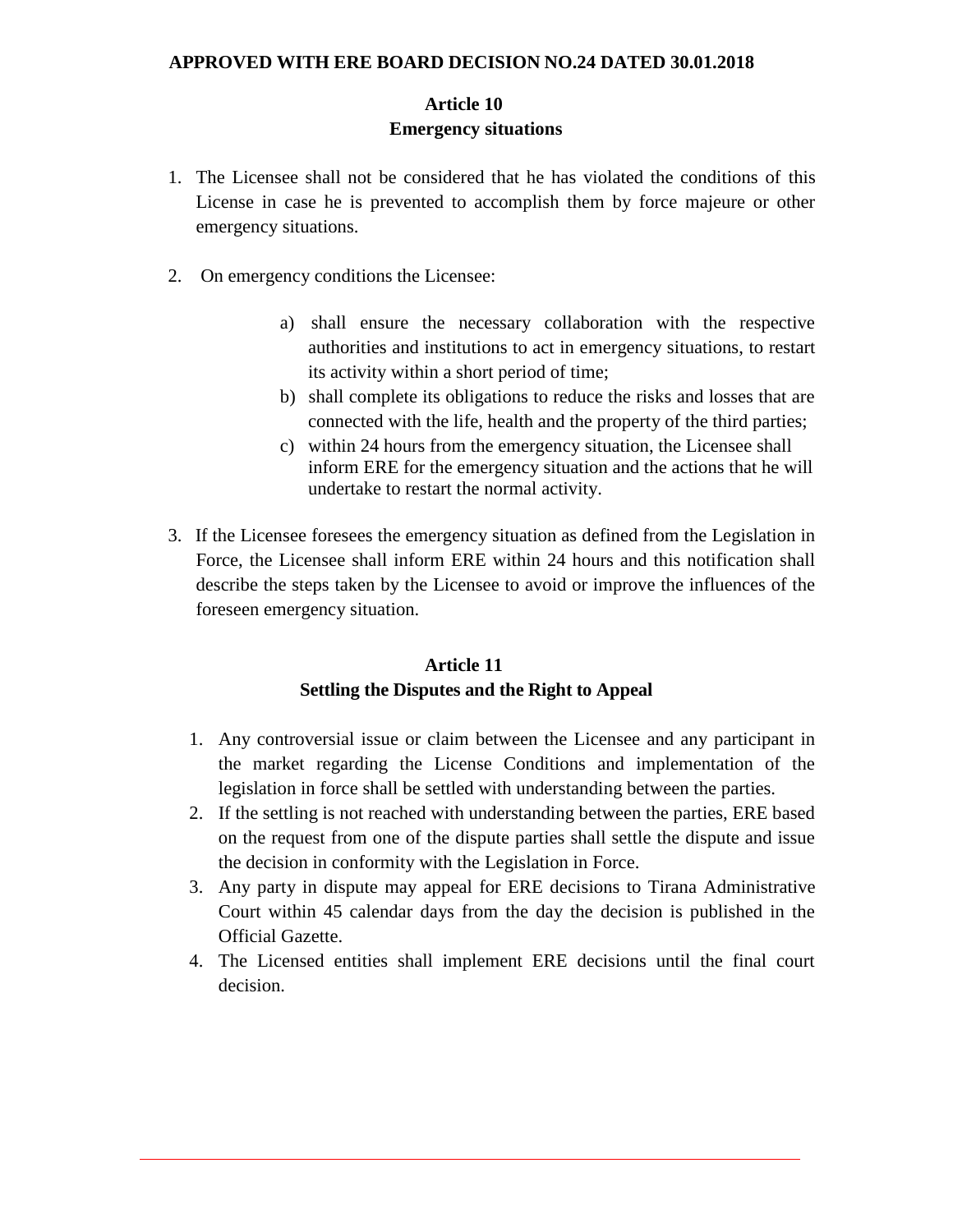**APPROVED WITH ERE BOARD DECISION NO.24 DATED 30.01.2018**

## Article 10
## Emergency situations

1. The Licensee shall not be considered that he has violated the conditions of this License in case he is prevented to accomplish them by force majeure or other emergency situations.

2. On emergency conditions the Licensee:

   a) shall ensure the necessary collaboration with the respective authorities and institutions to act in emergency situations, to restart its activity within a short period of time;
   b) shall complete its obligations to reduce the risks and losses that are connected with the life, health and the property of the third parties;
   c) within 24 hours from the emergency situation, the Licensee shall inform ERE for the emergency situation and the actions that he will undertake to restart the normal activity.

3. If the Licensee foresees the emergency situation as defined from the Legislation in Force, the Licensee shall inform ERE within 24 hours and this notification shall describe the steps taken by the Licensee to avoid or improve the influences of the foreseen emergency situation.

## Article 11
## Settling the Disputes and the Right to Appeal

1. Any controversial issue or claim between the Licensee and any participant in the market regarding the License Conditions and implementation of the legislation in force shall be settled with understanding between the parties.
2. If the settling is not reached with understanding between the parties, ERE based on the request from one of the dispute parties shall settle the dispute and issue the decision in conformity with the Legislation in Force.
3. Any party in dispute may appeal for ERE decisions to Tirana Administrative Court within 45 calendar days from the day the decision is published in the Official Gazette.
4. The Licensed entities shall implement ERE decisions until the final court decision.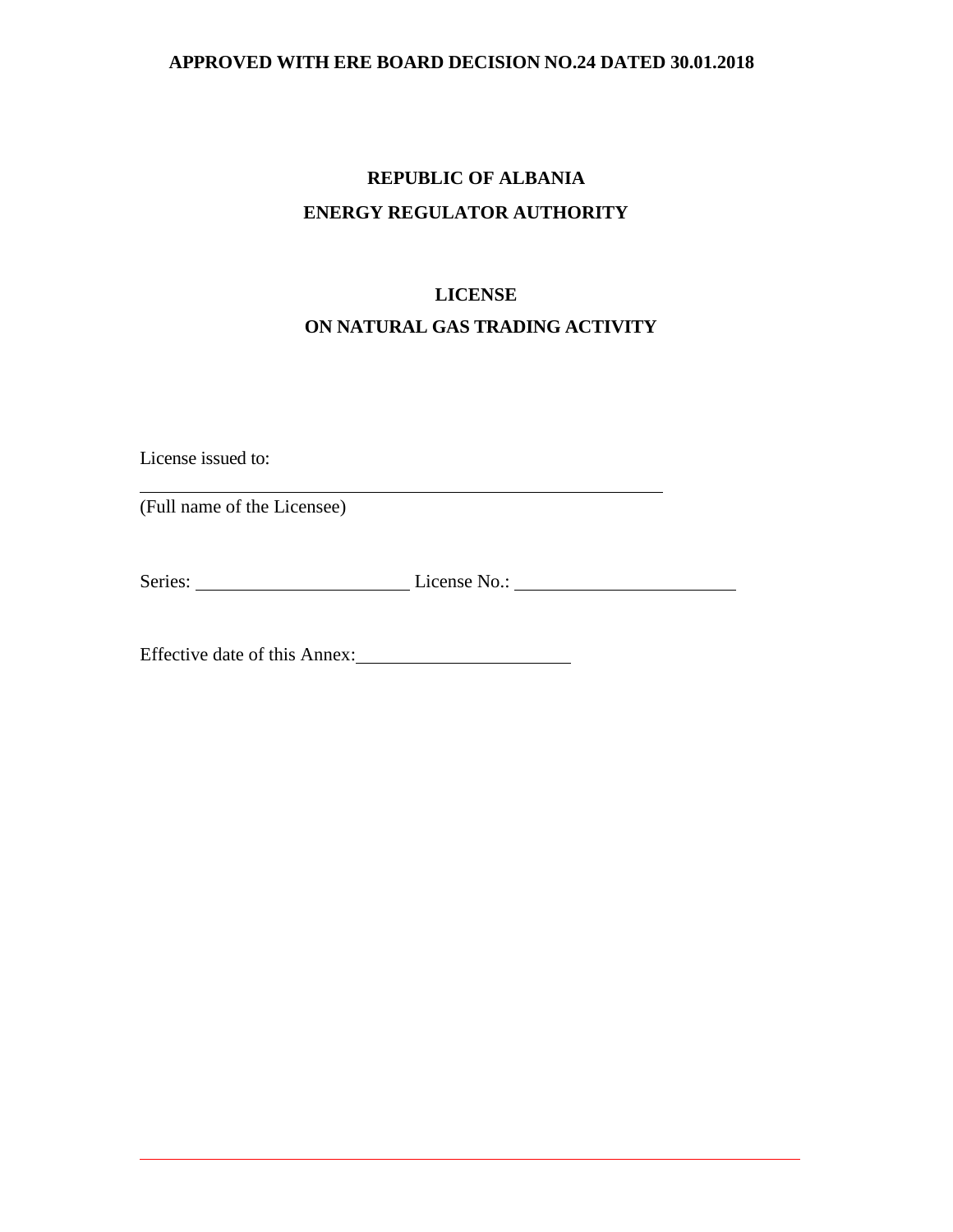**APPROVED WITH ERE BOARD DECISION NO.24 DATED 30.01.2018**

# REPUBLIC OF ALBANIA
# ENERGY REGULATOR AUTHORITY

## LICENSE
## ON NATURAL GAS TRADING ACTIVITY

License issued to:

\_\_\_\_\_\_\_\_\_\_\_\_\_\_\_\_\_\_\_\_\_\_\_\_\_\_\_\_\_\_\_\_\_\_\_\_\_\_\_\_\_\_\_\_\_\_\_\_\_\_\_\_\_\_\_\_\_\_

(Full name of the Licensee)

Series: \_\_\_\_\_\_\_\_\_\_\_\_\_\_\_\_\_\_\_\_\_\_ License No.: \_\_\_\_\_\_\_\_\_\_\_\_\_\_\_\_\_\_\_\_\_\_

Effective date of this Annex:\_\_\_\_\_\_\_\_\_\_\_\_\_\_\_\_\_\_\_\_\_\_